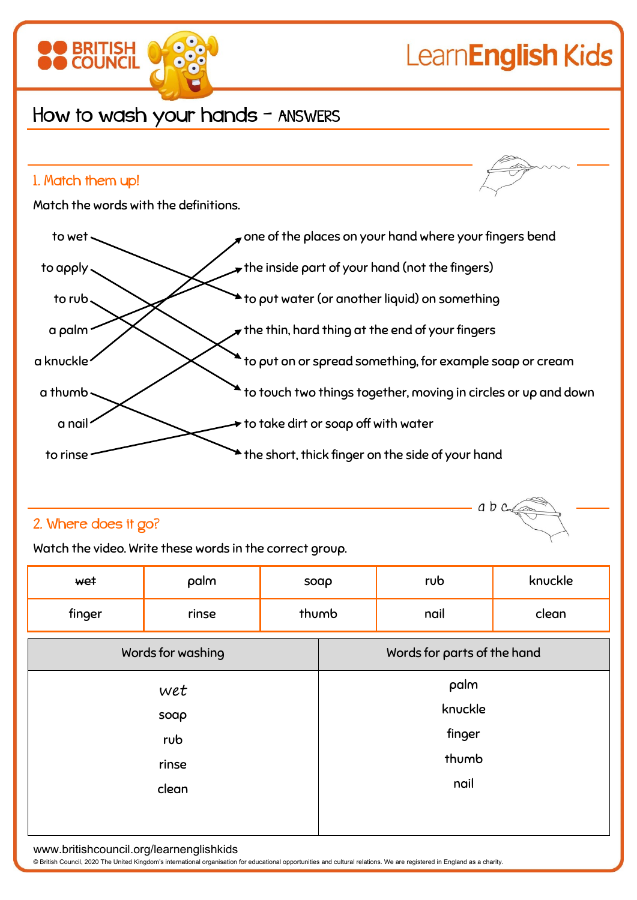# How to wash your hands - ANSWERS

## 1. Match them up!

Match the words with the definitions.

| Word | Definition |
|---|---|
| to wet | to put water (or another liquid) on something |
| to apply | to put on or spread something, for example soap or cream |
| to rub | to touch two things together, moving in circles or up and down |
| a palm | the inside part of your hand (not the fingers) |
| a knuckle | one of the places on your hand where your fingers bend |
| a thumb | the short, thick finger on the side of your hand |
| a nail | the thin, hard thing at the end of your fingers |
| to rinse | to take dirt or soap off with water |

## 2. Where does it go?

Watch the video. Write these words in the correct group.

| ~~wet~~ | palm | soap | rub | knuckle |
|---|---|---|---|---|
| finger | rinse | thumb | nail | clean |

| Words for washing | Words for parts of the hand |
|---|---|
| wet | palm |
| soap | knuckle |
| rub | finger |
| rinse | thumb |
| clean | nail |

www.britishcouncil.org/learnenglishkids

© British Council, 2020 The United Kingdom's international organisation for educational opportunities and cultural relations. We are registered in England as a charity.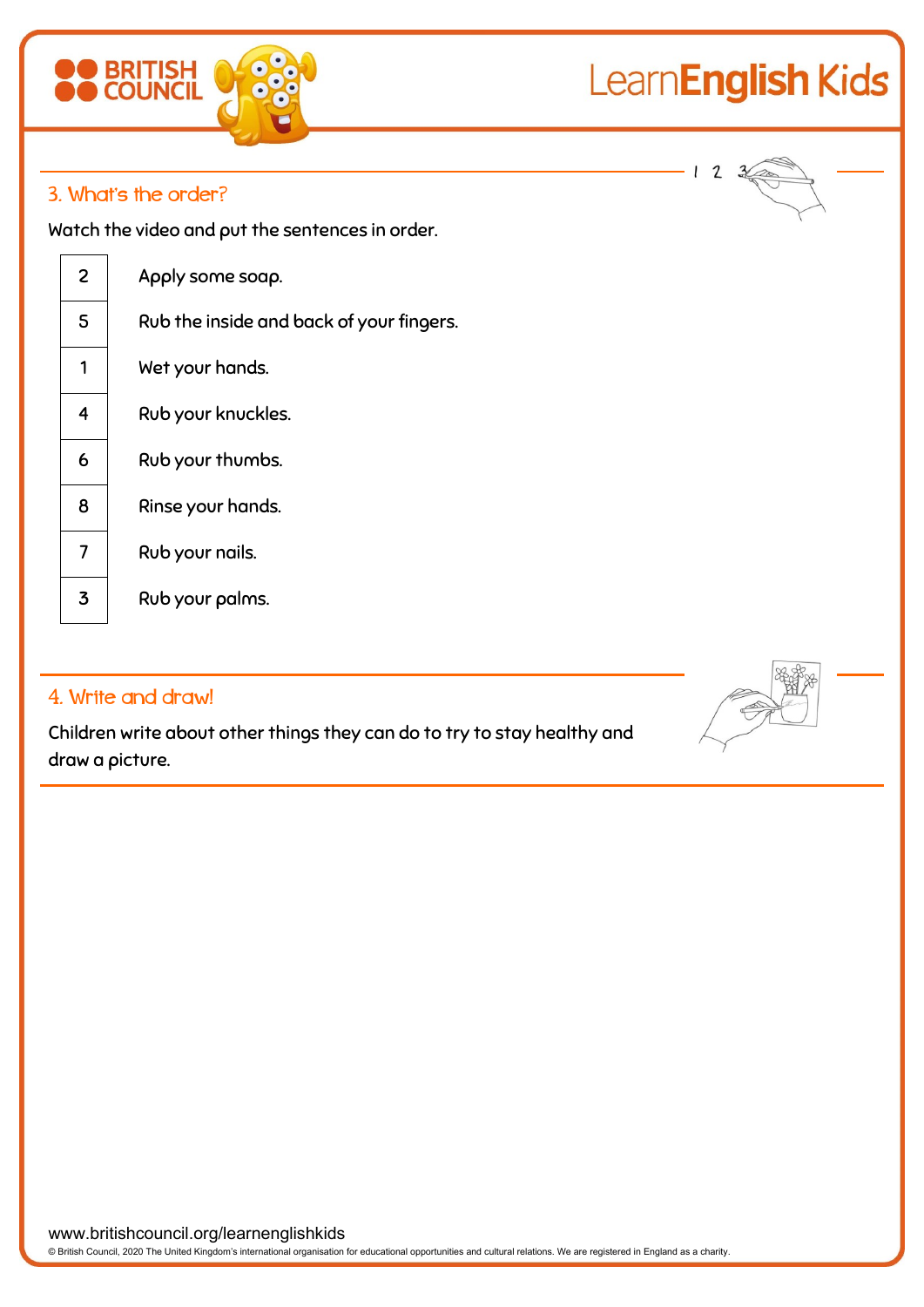## 3. What's the order?

Watch the video and put the sentences in order.

| | |
|---|---|
| 2 | Apply some soap. |
| 5 | Rub the inside and back of your fingers. |
| 1 | Wet your hands. |
| 4 | Rub your knuckles. |
| 6 | Rub your thumbs. |
| 8 | Rinse your hands. |
| 7 | Rub your nails. |
| 3 | Rub your palms. |

## 4. Write and draw!

Children write about other things they can do to try to stay healthy and draw a picture.

www.britishcouncil.org/learnenglishkids

© British Council, 2020 The United Kingdom's international organisation for educational opportunities and cultural relations. We are registered in England as a charity.